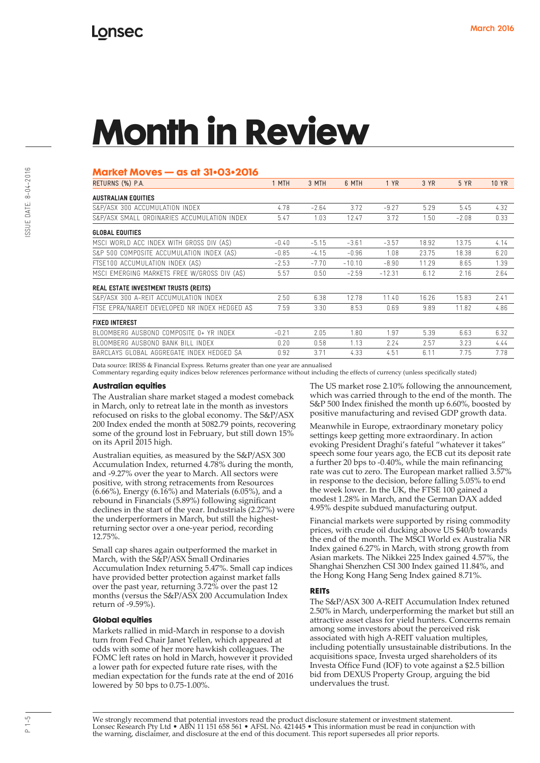# Month in Review

## Market Moves — as at 31•03•2016

| RETURNS (%) P.A. | 1 MTH | 3 MTH | 6 MTH | 1 YR | 3 YR | 5 YR | 10 YR |
|---|---|---|---|---|---|---|---|
| **AUSTRALIAN EQUITIES** | | | | | | | |
| S&P/ASX 300 ACCUMULATION INDEX | 4.78 | -2.64 | 3.72 | -9.27 | 5.29 | 5.45 | 4.32 |
| S&P/ASX SMALL ORDINARIES ACCUMULATION INDEX | 5.47 | 1.03 | 12.47 | 3.72 | 1.50 | -2.08 | 0.33 |
| **GLOBAL EQUITIES** | | | | | | | |
| MSCI WORLD ACC INDEX WITH GROSS DIV (A$) | -0.40 | -5.15 | -3.61 | -3.57 | 18.92 | 13.75 | 4.14 |
| S&P 500 COMPOSITE ACCUMULATION INDEX (A$) | -0.85 | -4.15 | -0.96 | 1.08 | 23.75 | 18.38 | 6.20 |
| FTSE100 ACCUMULATION INDEX (A$) | -2.53 | -7.70 | -10.10 | -8.90 | 11.29 | 8.65 | 1.39 |
| MSCI EMERGING MARKETS FREE W/GROSS DIV (A$) | 5.57 | 0.50 | -2.59 | -12.31 | 6.12 | 2.16 | 2.64 |
| **REAL ESTATE INVESTMENT TRUSTS (REITS)** | | | | | | | |
| S&P/ASX 300 A-REIT ACCUMULATION INDEX | 2.50 | 6.38 | 12.78 | 11.40 | 16.26 | 15.83 | 2.41 |
| FTSE EPRA/NAREIT DEVELOPED NR INDEX HEDGED A$ | 7.59 | 3.30 | 8.53 | 0.69 | 9.89 | 11.82 | 4.86 |
| **FIXED INTEREST** | | | | | | | |
| BLOOMBERG AUSBOND COMPOSITE 0+ YR INDEX | -0.21 | 2.05 | 1.80 | 1.97 | 5.39 | 6.63 | 6.32 |
| BLOOMBERG AUSBOND BANK BILL INDEX | 0.20 | 0.58 | 1.13 | 2.24 | 2.57 | 3.23 | 4.44 |
| BARCLAYS GLOBAL AGGREGATE INDEX HEDGED $A | 0.92 | 3.71 | 4.33 | 4.51 | 6.11 | 7.75 | 7.78 |

Data source: IRESS & Financial Express. Returns greater than one year are annualised

Commentary regarding equity indices below references performance without including the effects of currency (unless specifically stated)

### Australian equities

The Australian share market staged a modest comeback in March, only to retreat late in the month as investors refocused on risks to the global economy. The S&P/ASX 200 Index ended the month at 5082.79 points, recovering some of the ground lost in February, but still down 15% on its April 2015 high.

Australian equities, as measured by the S&P/ASX 300 Accumulation Index, returned 4.78% during the month, and -9.27% over the year to March. All sectors were positive, with strong retracements from Resources (6.66%), Energy (6.16%) and Materials (6.05%), and a rebound in Financials (5.89%) following significant declines in the start of the year. Industrials (2.27%) were the underperformers in March, but still the highest-returning sector over a one-year period, recording 12.75%.

Small cap shares again outperformed the market in March, with the S&P/ASX Small Ordinaries Accumulation Index returning 5.47%. Small cap indices have provided better protection against market falls over the past year, returning 3.72% over the past 12 months (versus the S&P/ASX 200 Accumulation Index return of -9.59%).

### Global equities

Markets rallied in mid-March in response to a dovish turn from Fed Chair Janet Yellen, which appeared at odds with some of her more hawkish colleagues. The FOMC left rates on hold in March, however it provided a lower path for expected future rate rises, with the median expectation for the funds rate at the end of 2016 lowered by 50 bps to 0.75-1.00%.

The US market rose 2.10% following the announcement, which was carried through to the end of the month. The S&P 500 Index finished the month up 6.60%, boosted by positive manufacturing and revised GDP growth data.

Meanwhile in Europe, extraordinary monetary policy settings keep getting more extraordinary. In action evoking President Draghi's fateful "whatever it takes" speech some four years ago, the ECB cut its deposit rate a further 20 bps to -0.40%, while the main refinancing rate was cut to zero. The European market rallied 3.57% in response to the decision, before falling 5.05% to end the week lower. In the UK, the FTSE 100 gained a modest 1.28% in March, and the German DAX added 4.95% despite subdued manufacturing output.

Financial markets were supported by rising commodity prices, with crude oil ducking above US $40/b towards the end of the month. The MSCI World ex Australia NR Index gained 6.27% in March, with strong growth from Asian markets. The Nikkei 225 Index gained 4.57%, the Shanghai Shenzhen CSI 300 Index gained 11.84%, and the Hong Kong Hang Seng Index gained 8.71%.

### REITs

The S&P/ASX 300 A-REIT Accumulation Index retuned 2.50% in March, underperforming the market but still an attractive asset class for yield hunters. Concerns remain among some investors about the perceived risk associated with high A-REIT valuation multiples, including potentially unsustainable distributions. In the acquisitions space, Investa urged shareholders of its Investa Office Fund (IOF) to vote against a $2.5 billion bid from DEXUS Property Group, arguing the bid undervalues the trust.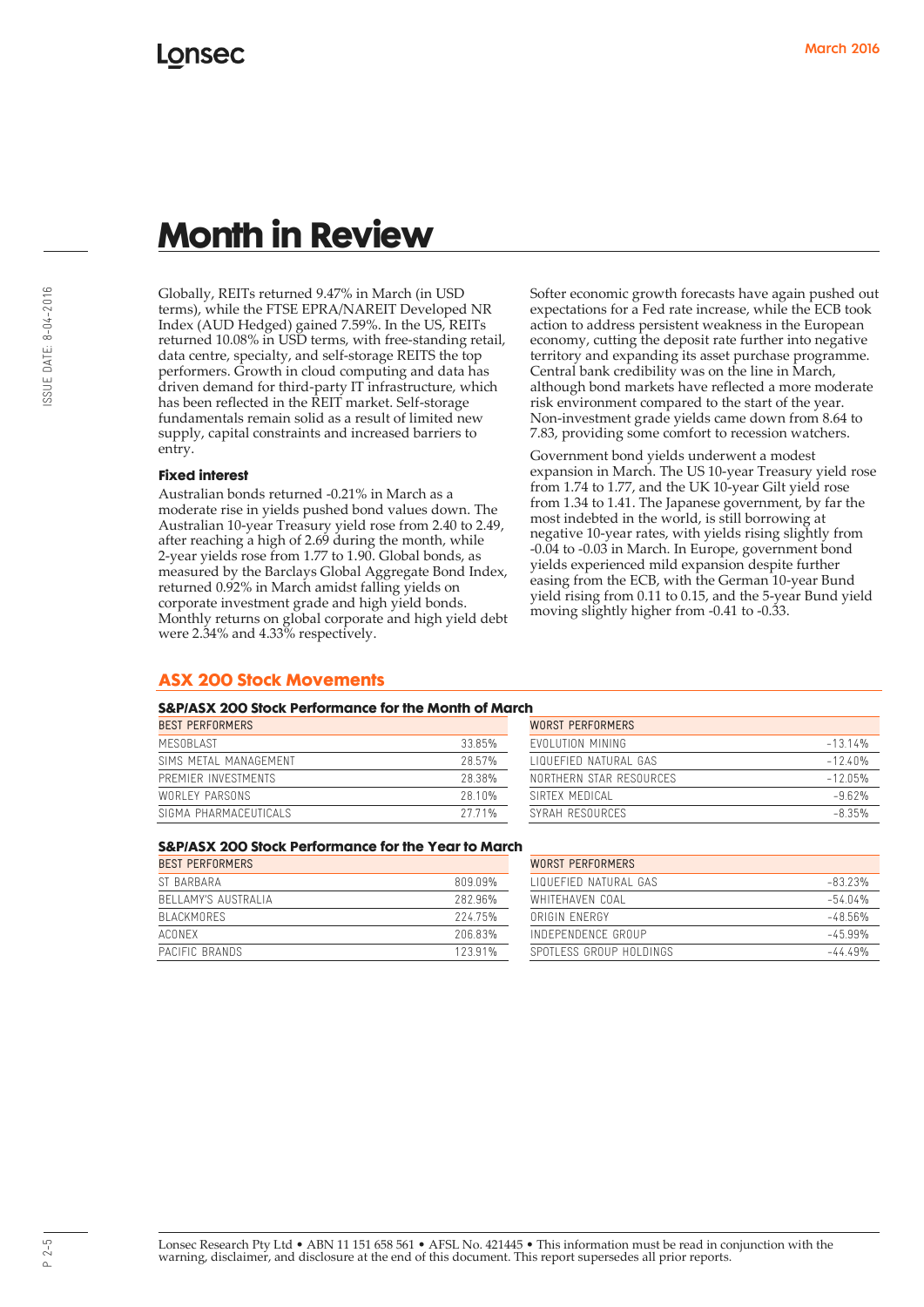# Month in Review

Globally, REITs returned 9.47% in March (in USD terms), while the FTSE EPRA/NAREIT Developed NR Index (AUD Hedged) gained 7.59%. In the US, REITs returned 10.08% in USD terms, with free-standing retail, data centre, specialty, and self-storage REITS the top performers. Growth in cloud computing and data has driven demand for third-party IT infrastructure, which has been reflected in the REIT market. Self-storage fundamentals remain solid as a result of limited new supply, capital constraints and increased barriers to entry.

### Fixed interest

Australian bonds returned -0.21% in March as a moderate rise in yields pushed bond values down. The Australian 10-year Treasury yield rose from 2.40 to 2.49, after reaching a high of 2.69 during the month, while 2-year yields rose from 1.77 to 1.90. Global bonds, as measured by the Barclays Global Aggregate Bond Index, returned 0.92% in March amidst falling yields on corporate investment grade and high yield bonds. Monthly returns on global corporate and high yield debt were 2.34% and 4.33% respectively.

Softer economic growth forecasts have again pushed out expectations for a Fed rate increase, while the ECB took action to address persistent weakness in the European economy, cutting the deposit rate further into negative territory and expanding its asset purchase programme. Central bank credibility was on the line in March, although bond markets have reflected a more moderate risk environment compared to the start of the year. Non-investment grade yields came down from 8.64 to 7.83, providing some comfort to recession watchers.

Government bond yields underwent a modest expansion in March. The US 10-year Treasury yield rose from 1.74 to 1.77, and the UK 10-year Gilt yield rose from 1.34 to 1.41. The Japanese government, by far the most indebted in the world, is still borrowing at negative 10-year rates, with yields rising slightly from -0.04 to -0.03 in March. In Europe, government bond yields experienced mild expansion despite further easing from the ECB, with the German 10-year Bund yield rising from 0.11 to 0.15, and the 5-year Bund yield moving slightly higher from -0.41 to -0.33.

## ASX 200 Stock Movements

### S&P/ASX 200 Stock Performance for the Month of March

| BEST PERFORMERS | | WORST PERFORMERS | |
|---|---|---|---|
| MESOBLAST | 33.85% | EVOLUTION MINING | -13.14% |
| SIMS METAL MANAGEMENT | 28.57% | LIQUEFIED NATURAL GAS | -12.40% |
| PREMIER INVESTMENTS | 28.38% | NORTHERN STAR RESOURCES | -12.05% |
| WORLEY PARSONS | 28.10% | SIRTEX MEDICAL | -9.62% |
| SIGMA PHARMACEUTICALS | 27.71% | SYRAH RESOURCES | -8.35% |

### S&P/ASX 200 Stock Performance for the Year to March

| BEST PERFORMERS | | WORST PERFORMERS | |
|---|---|---|---|
| ST BARBARA | 809.09% | LIQUEFIED NATURAL GAS | -83.23% |
| BELLAMY'S AUSTRALIA | 282.96% | WHITEHAVEN COAL | -54.04% |
| BLACKMORES | 224.75% | ORIGIN ENERGY | -48.56% |
| ACONEX | 206.83% | INDEPENDENCE GROUP | -45.99% |
| PACIFIC BRANDS | 123.91% | SPOTLESS GROUP HOLDINGS | -44.49% |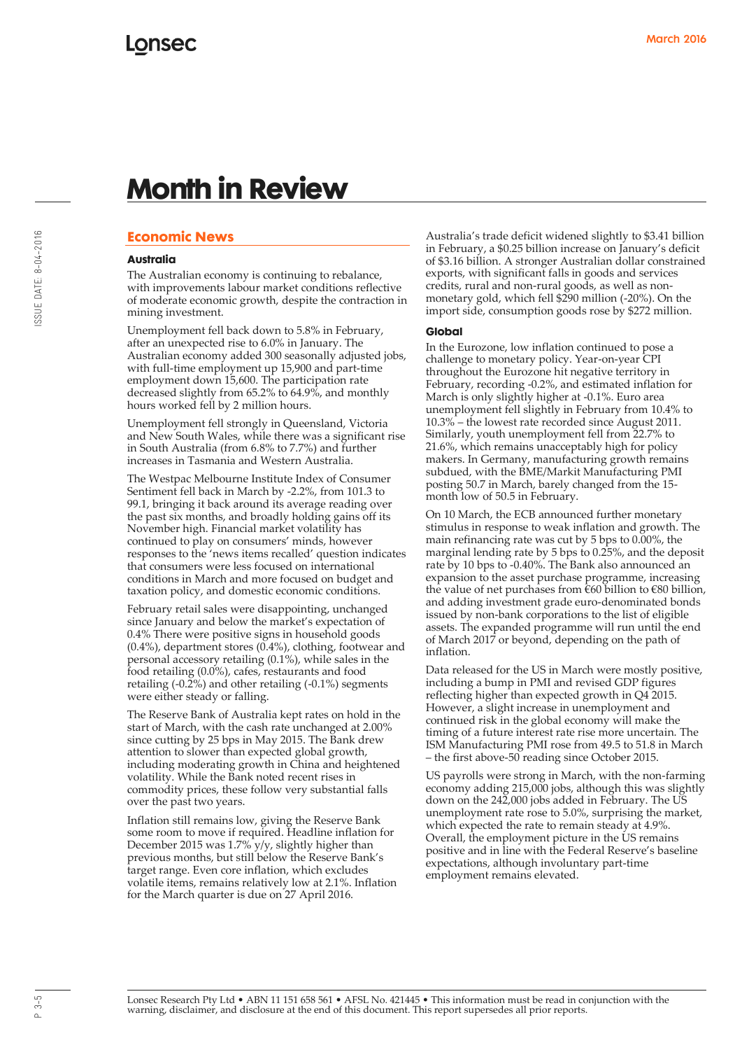# Month in Review

## Economic News

### Australia

The Australian economy is continuing to rebalance, with improvements labour market conditions reflective of moderate economic growth, despite the contraction in mining investment.

Unemployment fell back down to 5.8% in February, after an unexpected rise to 6.0% in January. The Australian economy added 300 seasonally adjusted jobs, with full-time employment up 15,900 and part-time employment down 15,600. The participation rate decreased slightly from 65.2% to 64.9%, and monthly hours worked fell by 2 million hours.

Unemployment fell strongly in Queensland, Victoria and New South Wales, while there was a significant rise in South Australia (from 6.8% to 7.7%) and further increases in Tasmania and Western Australia.

The Westpac Melbourne Institute Index of Consumer Sentiment fell back in March by -2.2%, from 101.3 to 99.1, bringing it back around its average reading over the past six months, and broadly holding gains off its November high. Financial market volatility has continued to play on consumers' minds, however responses to the 'news items recalled' question indicates that consumers were less focused on international conditions in March and more focused on budget and taxation policy, and domestic economic conditions.

February retail sales were disappointing, unchanged since January and below the market's expectation of 0.4% There were positive signs in household goods (0.4%), department stores (0.4%), clothing, footwear and personal accessory retailing (0.1%), while sales in the food retailing (0.0%), cafes, restaurants and food retailing (-0.2%) and other retailing (-0.1%) segments were either steady or falling.

The Reserve Bank of Australia kept rates on hold in the start of March, with the cash rate unchanged at 2.00% since cutting by 25 bps in May 2015. The Bank drew attention to slower than expected global growth, including moderating growth in China and heightened volatility. While the Bank noted recent rises in commodity prices, these follow very substantial falls over the past two years.

Inflation still remains low, giving the Reserve Bank some room to move if required. Headline inflation for December 2015 was 1.7% y/y, slightly higher than previous months, but still below the Reserve Bank's target range. Even core inflation, which excludes volatile items, remains relatively low at 2.1%. Inflation for the March quarter is due on 27 April 2016.

Australia's trade deficit widened slightly to $3.41 billion in February, a $0.25 billion increase on January's deficit of $3.16 billion. A stronger Australian dollar constrained exports, with significant falls in goods and services credits, rural and non-rural goods, as well as non-monetary gold, which fell $290 million (-20%). On the import side, consumption goods rose by $272 million.

### Global

In the Eurozone, low inflation continued to pose a challenge to monetary policy. Year-on-year CPI throughout the Eurozone hit negative territory in February, recording -0.2%, and estimated inflation for March is only slightly higher at -0.1%. Euro area unemployment fell slightly in February from 10.4% to 10.3% – the lowest rate recorded since August 2011. Similarly, youth unemployment fell from 22.7% to 21.6%, which remains unacceptably high for policy makers. In Germany, manufacturing growth remains subdued, with the BME/Markit Manufacturing PMI posting 50.7 in March, barely changed from the 15-month low of 50.5 in February.

On 10 March, the ECB announced further monetary stimulus in response to weak inflation and growth. The main refinancing rate was cut by 5 bps to 0.00%, the marginal lending rate by 5 bps to 0.25%, and the deposit rate by 10 bps to -0.40%. The Bank also announced an expansion to the asset purchase programme, increasing the value of net purchases from €60 billion to €80 billion, and adding investment grade euro-denominated bonds issued by non-bank corporations to the list of eligible assets. The expanded programme will run until the end of March 2017 or beyond, depending on the path of inflation.

Data released for the US in March were mostly positive, including a bump in PMI and revised GDP figures reflecting higher than expected growth in Q4 2015. However, a slight increase in unemployment and continued risk in the global economy will make the timing of a future interest rate rise more uncertain. The ISM Manufacturing PMI rose from 49.5 to 51.8 in March – the first above-50 reading since October 2015.

US payrolls were strong in March, with the non-farming economy adding 215,000 jobs, although this was slightly down on the 242,000 jobs added in February. The US unemployment rate rose to 5.0%, surprising the market, which expected the rate to remain steady at 4.9%. Overall, the employment picture in the US remains positive and in line with the Federal Reserve's baseline expectations, although involuntary part-time employment remains elevated.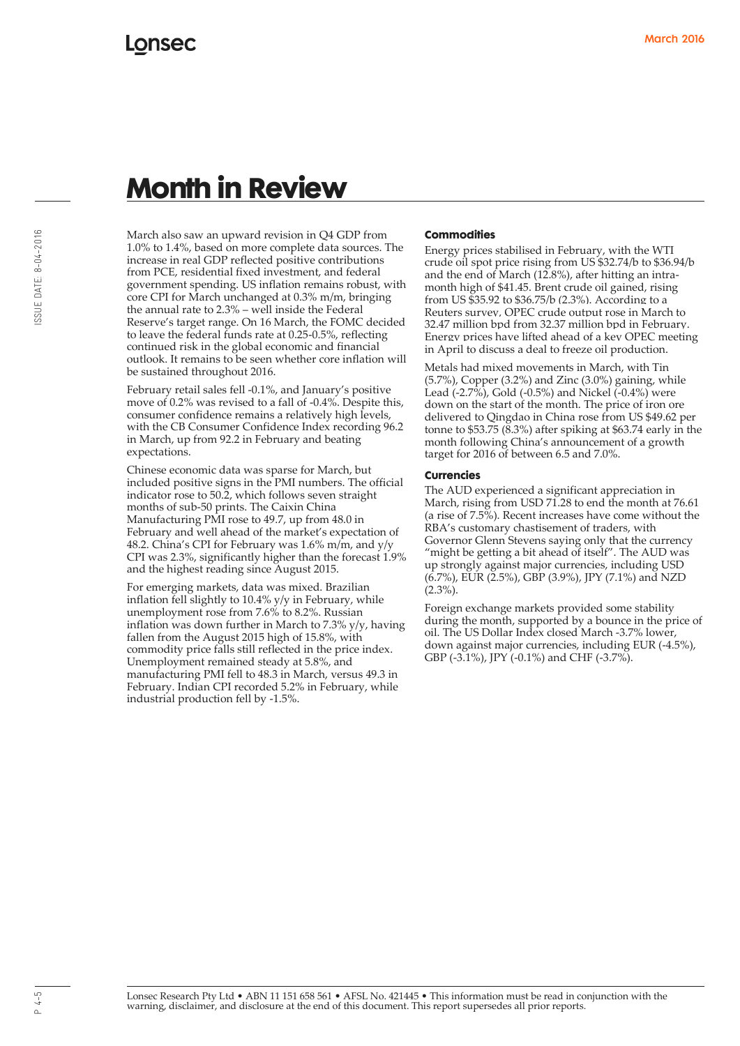# Month in Review

March also saw an upward revision in Q4 GDP from 1.0% to 1.4%, based on more complete data sources. The increase in real GDP reflected positive contributions from PCE, residential fixed investment, and federal government spending. US inflation remains robust, with core CPI for March unchanged at 0.3% m/m, bringing the annual rate to 2.3% – well inside the Federal Reserve's target range. On 16 March, the FOMC decided to leave the federal funds rate at 0.25-0.5%, reflecting continued risk in the global economic and financial outlook. It remains to be seen whether core inflation will be sustained throughout 2016.

February retail sales fell -0.1%, and January's positive move of 0.2% was revised to a fall of -0.4%. Despite this, consumer confidence remains a relatively high levels, with the CB Consumer Confidence Index recording 96.2 in March, up from 92.2 in February and beating expectations.

Chinese economic data was sparse for March, but included positive signs in the PMI numbers. The official indicator rose to 50.2, which follows seven straight months of sub-50 prints. The Caixin China Manufacturing PMI rose to 49.7, up from 48.0 in February and well ahead of the market's expectation of 48.2. China's CPI for February was 1.6% m/m, and y/y CPI was 2.3%, significantly higher than the forecast 1.9% and the highest reading since August 2015.

For emerging markets, data was mixed. Brazilian inflation fell slightly to 10.4% y/y in February, while unemployment rose from 7.6% to 8.2%. Russian inflation was down further in March to 7.3% y/y, having fallen from the August 2015 high of 15.8%, with commodity price falls still reflected in the price index. Unemployment remained steady at 5.8%, and manufacturing PMI fell to 48.3 in March, versus 49.3 in February. Indian CPI recorded 5.2% in February, while industrial production fell by -1.5%.

### Commodities

Energy prices stabilised in February, with the WTI crude oil spot price rising from US $32.74/b to $36.94/b and the end of March (12.8%), after hitting an intra-month high of $41.45. Brent crude oil gained, rising from US $35.92 to $36.75/b (2.3%). According to a Reuters survey, OPEC crude output rose in March to 32.47 million bpd from 32.37 million bpd in February. Energy prices have lifted ahead of a key OPEC meeting in April to discuss a deal to freeze oil production.

Metals had mixed movements in March, with Tin (5.7%), Copper (3.2%) and Zinc (3.0%) gaining, while Lead (-2.7%), Gold (-0.5%) and Nickel (-0.4%) were down on the start of the month. The price of iron ore delivered to Qingdao in China rose from US $49.62 per tonne to $53.75 (8.3%) after spiking at $63.74 early in the month following China's announcement of a growth target for 2016 of between 6.5 and 7.0%.

### Currencies

The AUD experienced a significant appreciation in March, rising from USD 71.28 to end the month at 76.61 (a rise of 7.5%). Recent increases have come without the RBA's customary chastisement of traders, with Governor Glenn Stevens saying only that the currency "might be getting a bit ahead of itself". The AUD was up strongly against major currencies, including USD (6.7%), EUR (2.5%), GBP (3.9%), JPY (7.1%) and NZD (2.3%).

Foreign exchange markets provided some stability during the month, supported by a bounce in the price of oil. The US Dollar Index closed March -3.7% lower, down against major currencies, including EUR (-4.5%), GBP (-3.1%), JPY (-0.1%) and CHF (-3.7%).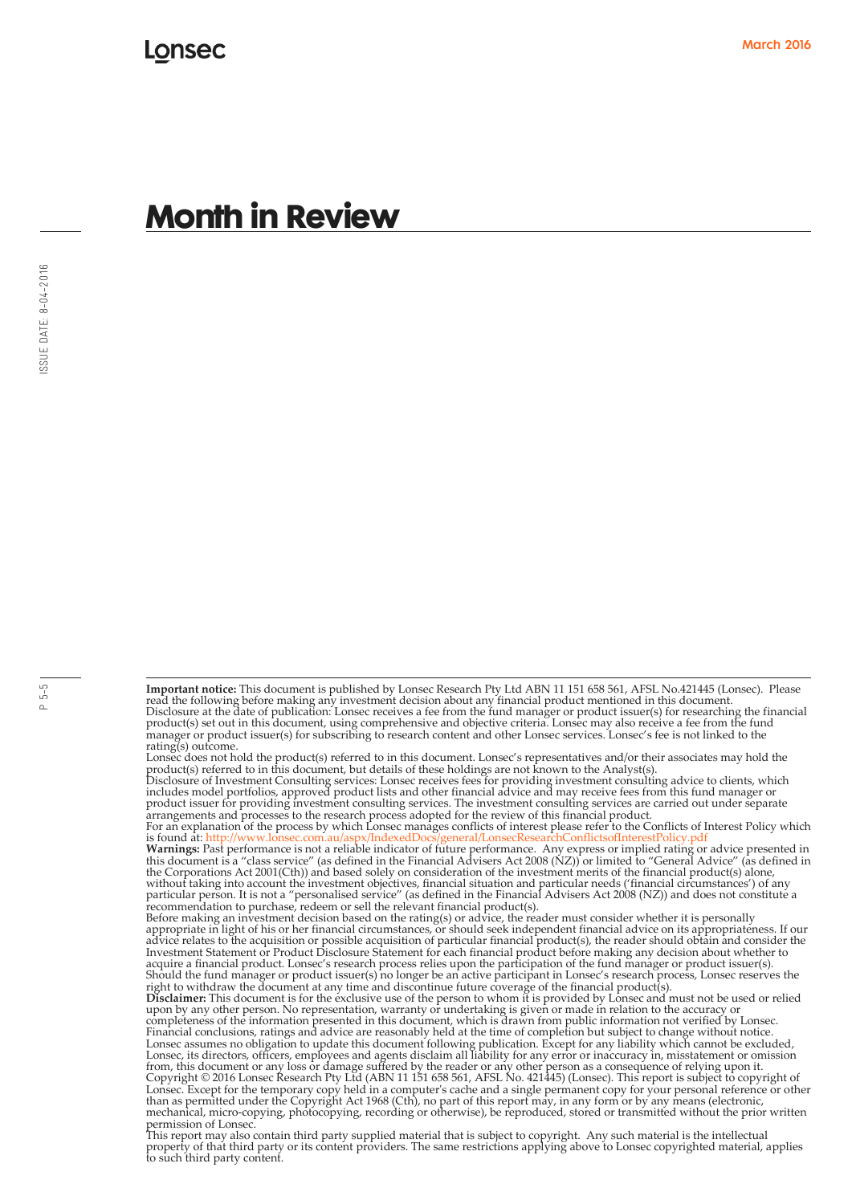# Month in Review

**Important notice:** This document is published by Lonsec Research Pty Ltd ABN 11 151 658 561, AFSL No.421445 (Lonsec). Please read the following before making any investment decision about any financial product mentioned in this document.
Disclosure at the date of publication: Lonsec receives a fee from the fund manager or product issuer(s) for researching the financial product(s) set out in this document, using comprehensive and objective criteria. Lonsec may also receive a fee from the fund manager or product issuer(s) for subscribing to research content and other Lonsec services. Lonsec's fee is not linked to the rating(s) outcome.
Lonsec does not hold the product(s) referred to in this document. Lonsec's representatives and/or their associates may hold the product(s) referred to in this document, but details of these holdings are not known to the Analyst(s).
Disclosure of Investment Consulting services: Lonsec receives fees for providing investment consulting advice to clients, which includes model portfolios, approved product lists and other financial advice and may receive fees from this fund manager or product issuer for providing investment consulting services. The investment consulting services are carried out under separate arrangements and processes to the research process adopted for the review of this financial product.
For an explanation of the process by which Lonsec manages conflicts of interest please refer to the Conflicts of Interest Policy which is found at: http://www.lonsec.com.au/aspx/IndexedDocs/general/LonsecResearchConflictsofInterestPolicy.pdf
**Warnings:** Past performance is not a reliable indicator of future performance. Any express or implied rating or advice presented in this document is a "class service" (as defined in the Financial Advisers Act 2008 (NZ)) or limited to "General Advice" (as defined in the Corporations Act 2001(Cth)) and based solely on consideration of the investment merits of the financial product(s) alone, without taking into account the investment objectives, financial situation and particular needs ('financial circumstances') of any particular person. It is not a "personalised service" (as defined in the Financial Advisers Act 2008 (NZ)) and does not constitute a recommendation to purchase, redeem or sell the relevant financial product(s).
Before making an investment decision based on the rating(s) or advice, the reader must consider whether it is personally appropriate in light of his or her financial circumstances, or should seek independent financial advice on its appropriateness. If our advice relates to the acquisition or possible acquisition of particular financial product(s), the reader should obtain and consider the Investment Statement or Product Disclosure Statement for each financial product before making any decision about whether to acquire a financial product. Lonsec's research process relies upon the participation of the fund manager or product issuer(s). Should the fund manager or product issuer(s) no longer be an active participant in Lonsec's research process, Lonsec reserves the right to withdraw the document at any time and discontinue future coverage of the financial product(s).
**Disclaimer:** This document is for the exclusive use of the person to whom it is provided by Lonsec and must not be used or relied upon by any other person. No representation, warranty or undertaking is given or made in relation to the accuracy or completeness of the information presented in this document, which is drawn from public information not verified by Lonsec. Financial conclusions, ratings and advice are reasonably held at the time of completion but subject to change without notice. Lonsec assumes no obligation to update this document following publication. Except for any liability which cannot be excluded, Lonsec, its directors, officers, employees and agents disclaim all liability for any error or inaccuracy in, misstatement or omission from, this document or any loss or damage suffered by the reader or any other person as a consequence of relying upon it.
Copyright © 2016 Lonsec Research Pty Ltd (ABN 11 151 658 561, AFSL No. 421445) (Lonsec). This report is subject to copyright of Lonsec. Except for the temporary copy held in a computer's cache and a single permanent copy for your personal reference or other than as permitted under the Copyright Act 1968 (Cth), no part of this report may, in any form or by any means (electronic, mechanical, micro-copying, photocopying, recording or otherwise), be reproduced, stored or transmitted without the prior written permission of Lonsec.
This report may also contain third party supplied material that is subject to copyright. Any such material is the intellectual property of that third party or its content providers. The same restrictions applying above to Lonsec copyrighted material, applies to such third party content.